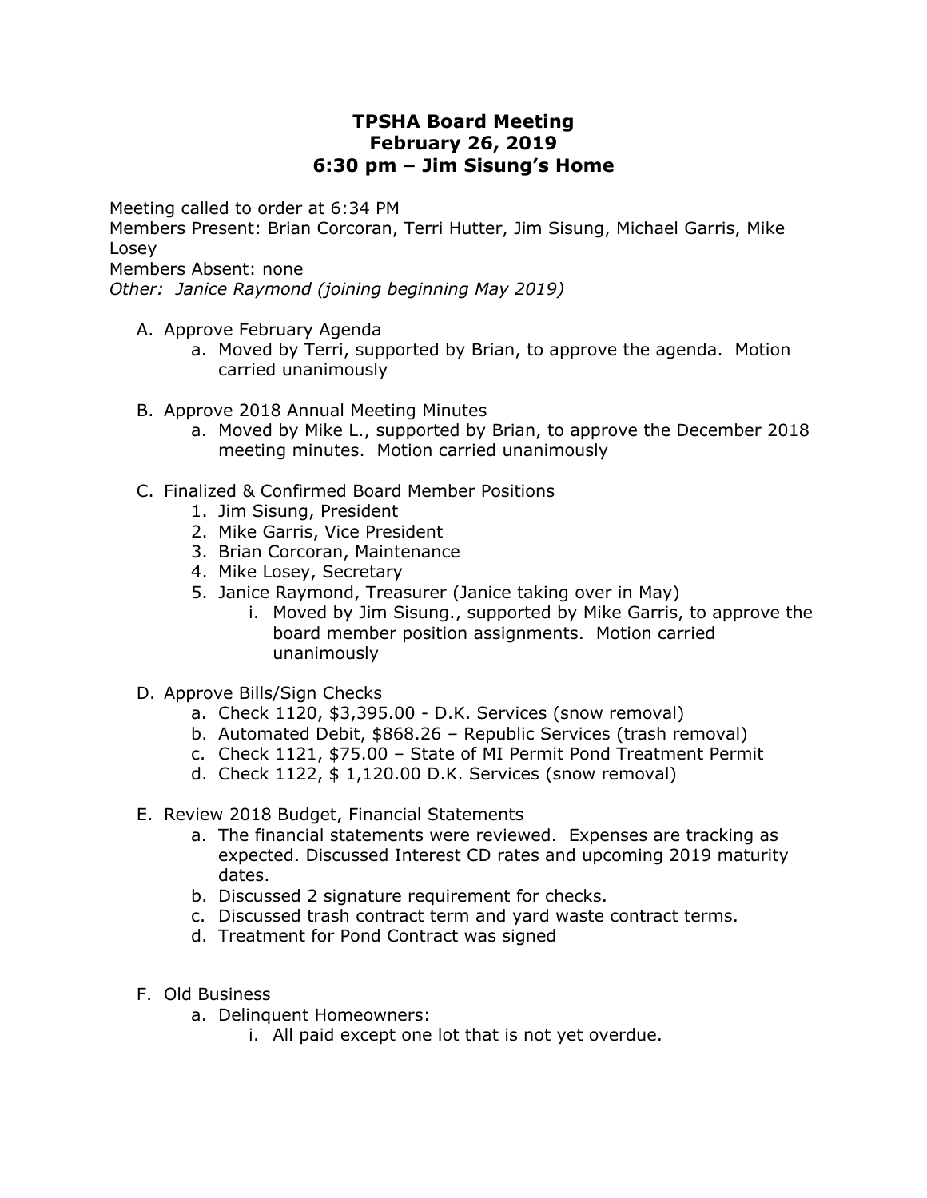# TPSHA Board Meeting
# February 26, 2019
# 6:30 pm – Jim Sisung's Home

Meeting called to order at 6:34 PM
Members Present: Brian Corcoran, Terri Hutter, Jim Sisung, Michael Garris, Mike Losey
Members Absent: none
*Other: Janice Raymond (joining beginning May 2019)*

A. Approve February Agenda
   a. Moved by Terri, supported by Brian, to approve the agenda. Motion carried unanimously

B. Approve 2018 Annual Meeting Minutes
   a. Moved by Mike L., supported by Brian, to approve the December 2018 meeting minutes. Motion carried unanimously

C. Finalized & Confirmed Board Member Positions
   1. Jim Sisung, President
   2. Mike Garris, Vice President
   3. Brian Corcoran, Maintenance
   4. Mike Losey, Secretary
   5. Janice Raymond, Treasurer (Janice taking over in May)
      i. Moved by Jim Sisung., supported by Mike Garris, to approve the board member position assignments. Motion carried unanimously

D. Approve Bills/Sign Checks
   a. Check 1120, $3,395.00 - D.K. Services (snow removal)
   b. Automated Debit, $868.26 – Republic Services (trash removal)
   c. Check 1121, $75.00 – State of MI Permit Pond Treatment Permit
   d. Check 1122, $ 1,120.00 D.K. Services (snow removal)

E. Review 2018 Budget, Financial Statements
   a. The financial statements were reviewed. Expenses are tracking as expected. Discussed Interest CD rates and upcoming 2019 maturity dates.
   b. Discussed 2 signature requirement for checks.
   c. Discussed trash contract term and yard waste contract terms.
   d. Treatment for Pond Contract was signed

F. Old Business
   a. Delinquent Homeowners:
      i. All paid except one lot that is not yet overdue.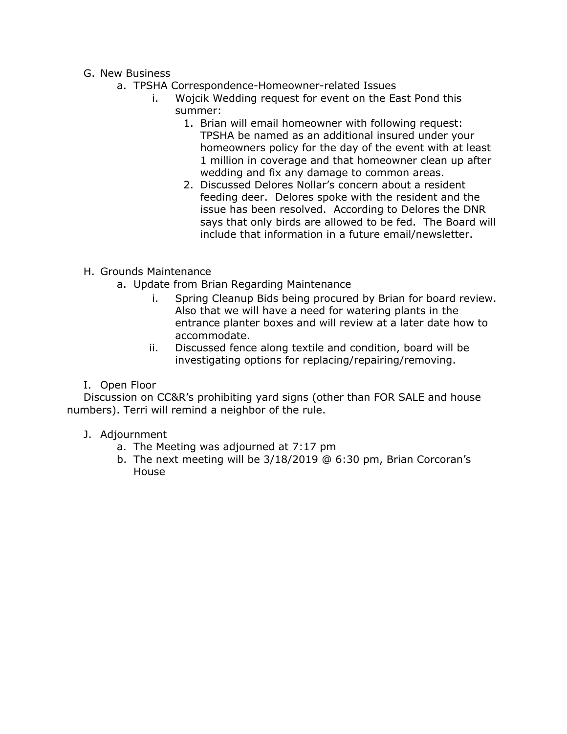G. New Business
    a. TPSHA Correspondence-Homeowner-related Issues
        i. Wojcik Wedding request for event on the East Pond this summer:
            1. Brian will email homeowner with following request: TPSHA be named as an additional insured under your homeowners policy for the day of the event with at least 1 million in coverage and that homeowner clean up after wedding and fix any damage to common areas.
            2. Discussed Delores Nollar's concern about a resident feeding deer. Delores spoke with the resident and the issue has been resolved. According to Delores the DNR says that only birds are allowed to be fed. The Board will include that information in a future email/newsletter.

H. Grounds Maintenance
    a. Update from Brian Regarding Maintenance
        i. Spring Cleanup Bids being procured by Brian for board review. Also that we will have a need for watering plants in the entrance planter boxes and will review at a later date how to accommodate.
        ii. Discussed fence along textile and condition, board will be investigating options for replacing/repairing/removing.

I. Open Floor

Discussion on CC&R's prohibiting yard signs (other than FOR SALE and house numbers). Terri will remind a neighbor of the rule.

J. Adjournment
    a. The Meeting was adjourned at 7:17 pm
    b. The next meeting will be 3/18/2019 @ 6:30 pm, Brian Corcoran's House